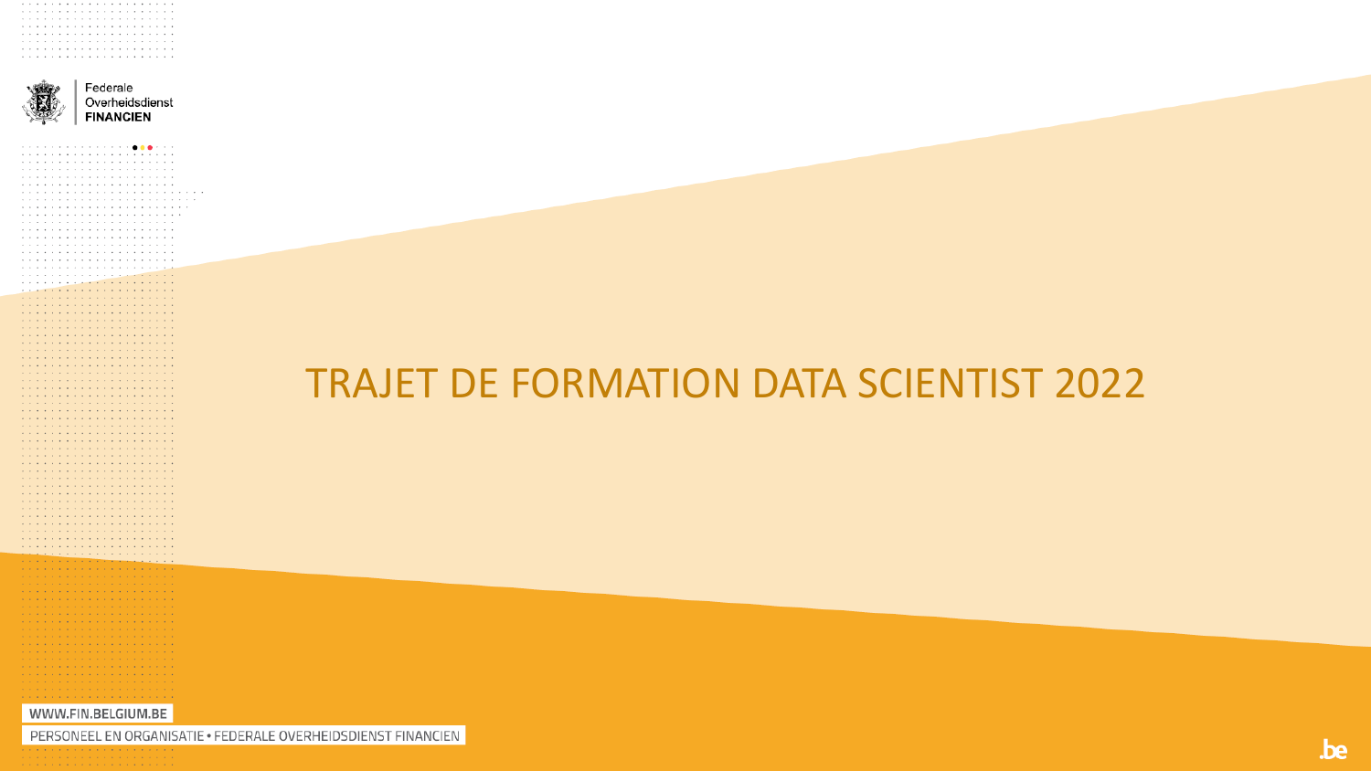Federale
Overheidsdienst
**FINANCIEN**

# TRAJET DE FORMATION DATA SCIENTIST 2022

WWW.FIN.BELGIUM.BE

PERSONEEL EN ORGANISATIE • FEDERALE OVERHEIDSDIENST FINANCIEN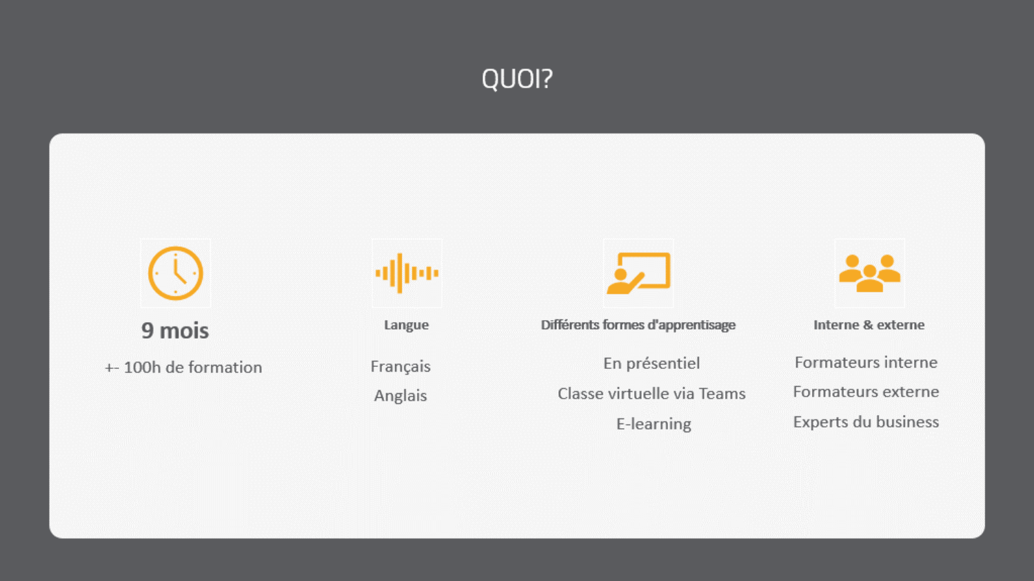# QUOI?

## 9 mois

+- 100h de formation

### Langue

Français

Anglais

### Différents formes d'apprentisage

En présentiel

Classe virtuelle via Teams

E-learning

### Interne & externe

Formateurs interne

Formateurs externe

Experts du business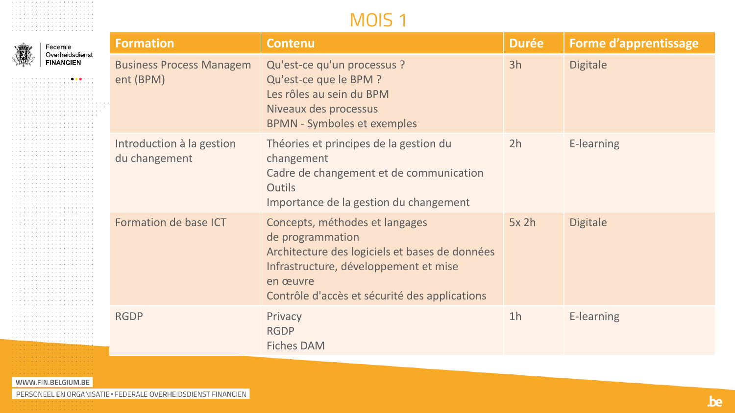# MOIS 1

| Formation | Contenu | Durée | Forme d'apprentissage |
|---|---|---|---|
| Business Process Management (BPM) | Qu'est-ce qu'un processus ?<br>Qu'est-ce que le BPM ?<br>Les rôles au sein du BPM<br>Niveaux des processus<br>BPMN - Symboles et exemples | 3h | Digitale |
| Introduction à la gestion du changement | Théories et principes de la gestion du changement<br>Cadre de changement et de communication<br>Outils<br>Importance de la gestion du changement | 2h | E-learning |
| Formation de base ICT | Concepts, méthodes et langages de programmation<br>Architecture des logiciels et bases de données<br>Infrastructure, développement et mise en œuvre<br>Contrôle d'accès et sécurité des applications | 5x 2h | Digitale |
| RGDP | Privacy<br>RGDP<br>Fiches DAM | 1h | E-learning |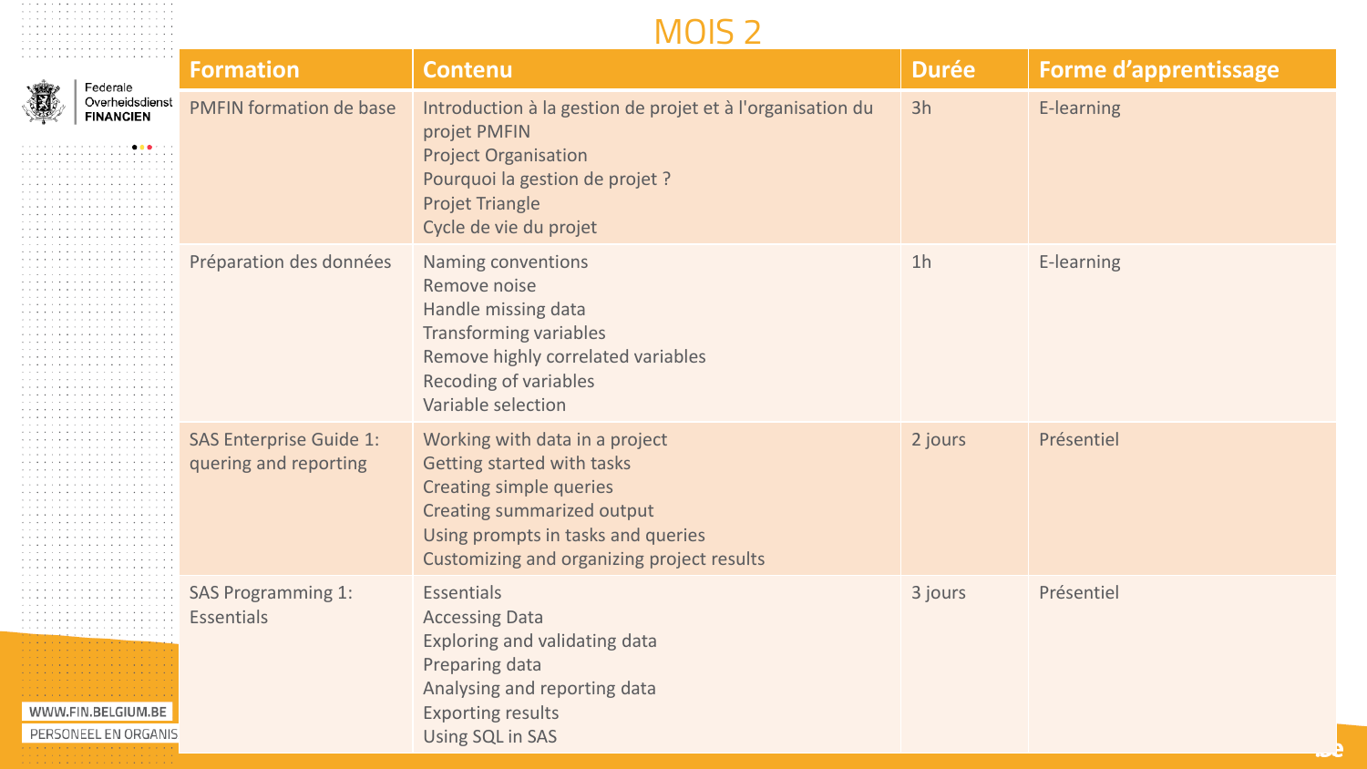# MOIS 2

| Formation | Contenu | Durée | Forme d'apprentissage |
|---|---|---|---|
| PMFIN formation de base | Introduction à la gestion de projet et à l'organisation du projet PMFIN<br>Project Organisation<br>Pourquoi la gestion de projet ?<br>Projet Triangle<br>Cycle de vie du projet | 3h | E-learning |
| Préparation des données | Naming conventions<br>Remove noise<br>Handle missing data<br>Transforming variables<br>Remove highly correlated variables<br>Recoding of variables<br>Variable selection | 1h | E-learning |
| SAS Enterprise Guide 1: quering and reporting | Working with data in a project<br>Getting started with tasks<br>Creating simple queries<br>Creating summarized output<br>Using prompts in tasks and queries<br>Customizing and organizing project results | 2 jours | Présentiel |
| SAS Programming 1: Essentials | Essentials<br>Accessing Data<br>Exploring and validating data<br>Preparing data<br>Analysing and reporting data<br>Exporting results<br>Using SQL in SAS | 3 jours | Présentiel |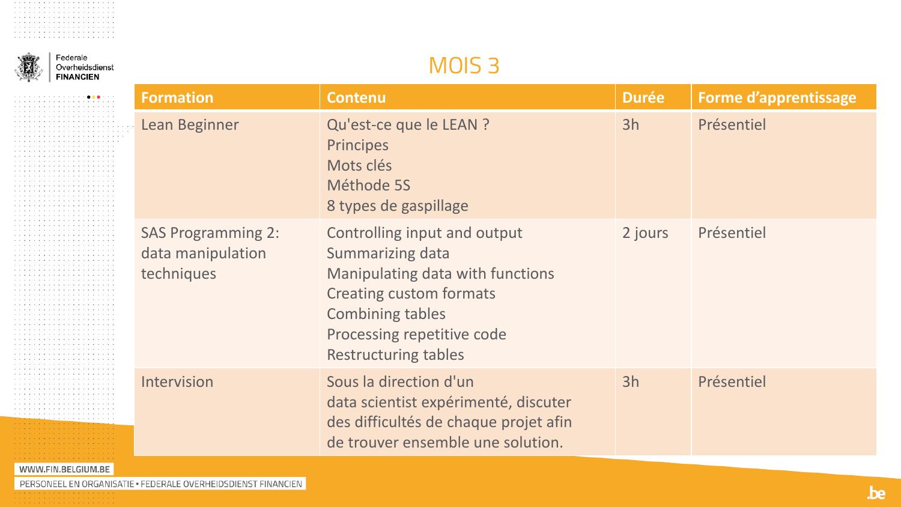# MOIS 3

| Formation | Contenu | Durée | Forme d'apprentissage |
|---|---|---|---|
| Lean Beginner | Qu'est-ce que le LEAN ?<br>Principes<br>Mots clés<br>Méthode 5S<br>8 types de gaspillage | 3h | Présentiel |
| SAS Programming 2: data manipulation techniques | Controlling input and output<br>Summarizing data<br>Manipulating data with functions<br>Creating custom formats<br>Combining tables<br>Processing repetitive code<br>Restructuring tables | 2 jours | Présentiel |
| Intervision | Sous la direction d'un data scientist expérimenté, discuter des difficultés de chaque projet afin de trouver ensemble une solution. | 3h | Présentiel |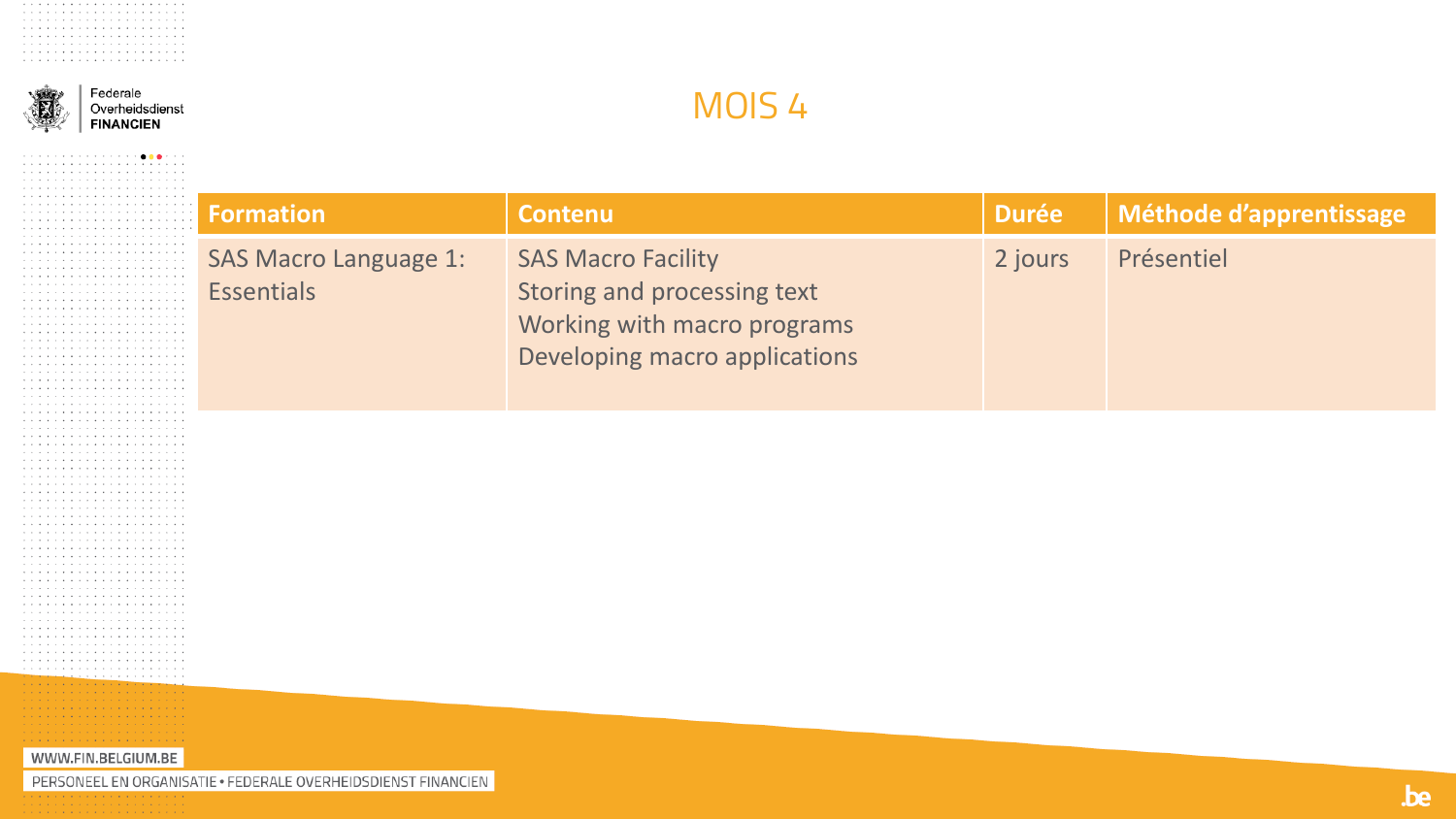# MOIS 4

| Formation | Contenu | Durée | Méthode d'apprentissage |
|---|---|---|---|
| SAS Macro Language 1: Essentials | SAS Macro Facility<br>Storing and processing text<br>Working with macro programs<br>Developing macro applications | 2 jours | Présentiel |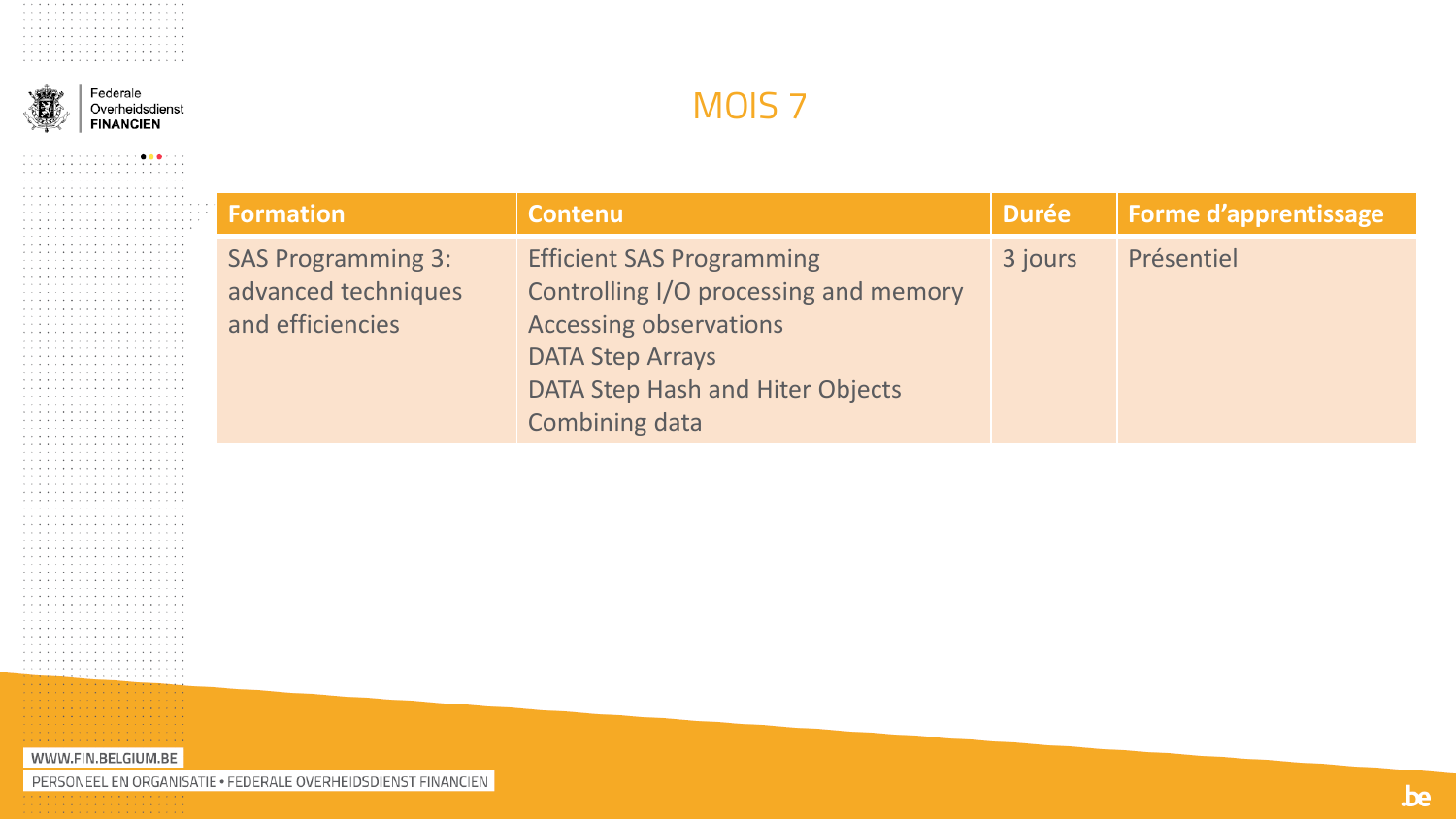# MOIS 7

| Formation | Contenu | Durée | Forme d'apprentissage |
|---|---|---|---|
| SAS Programming 3: advanced techniques and efficiencies | Efficient SAS Programming<br>Controlling I/O processing and memory<br>Accessing observations<br>DATA Step Arrays<br>DATA Step Hash and Hiter Objects<br>Combining data | 3 jours | Présentiel |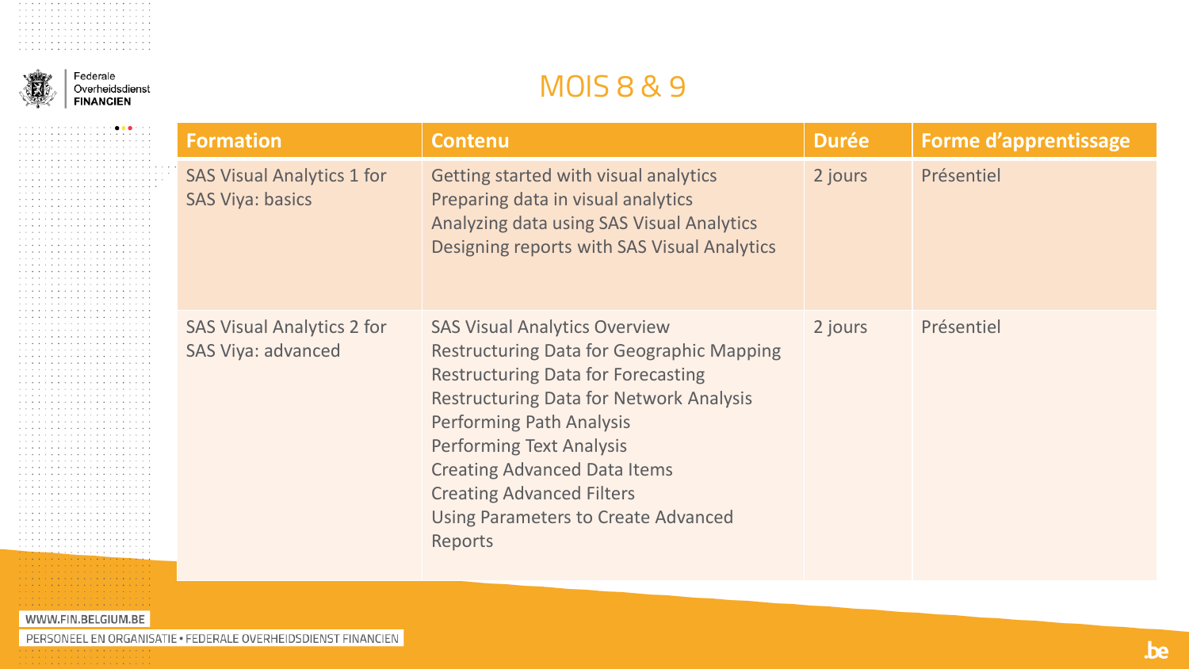# MOIS 8 & 9

| Formation | Contenu | Durée | Forme d'apprentissage |
|---|---|---|---|
| SAS Visual Analytics 1 for SAS Viya: basics | Getting started with visual analytics<br>Preparing data in visual analytics<br>Analyzing data using SAS Visual Analytics<br>Designing reports with SAS Visual Analytics | 2 jours | Présentiel |
| SAS Visual Analytics 2 for SAS Viya: advanced | SAS Visual Analytics Overview<br>Restructuring Data for Geographic Mapping<br>Restructuring Data for Forecasting<br>Restructuring Data for Network Analysis<br>Performing Path Analysis<br>Performing Text Analysis<br>Creating Advanced Data Items<br>Creating Advanced Filters<br>Using Parameters to Create Advanced Reports | 2 jours | Présentiel |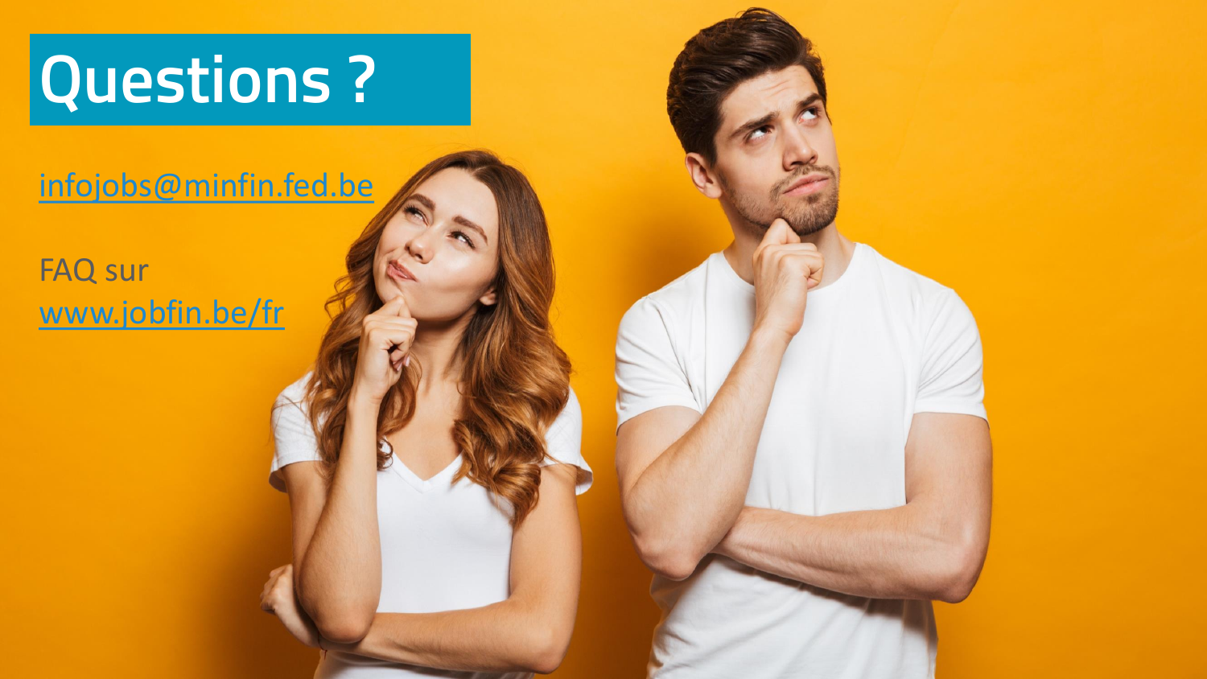# Questions ?

infojobs@minfin.fed.be

FAQ sur
www.jobfin.be/fr